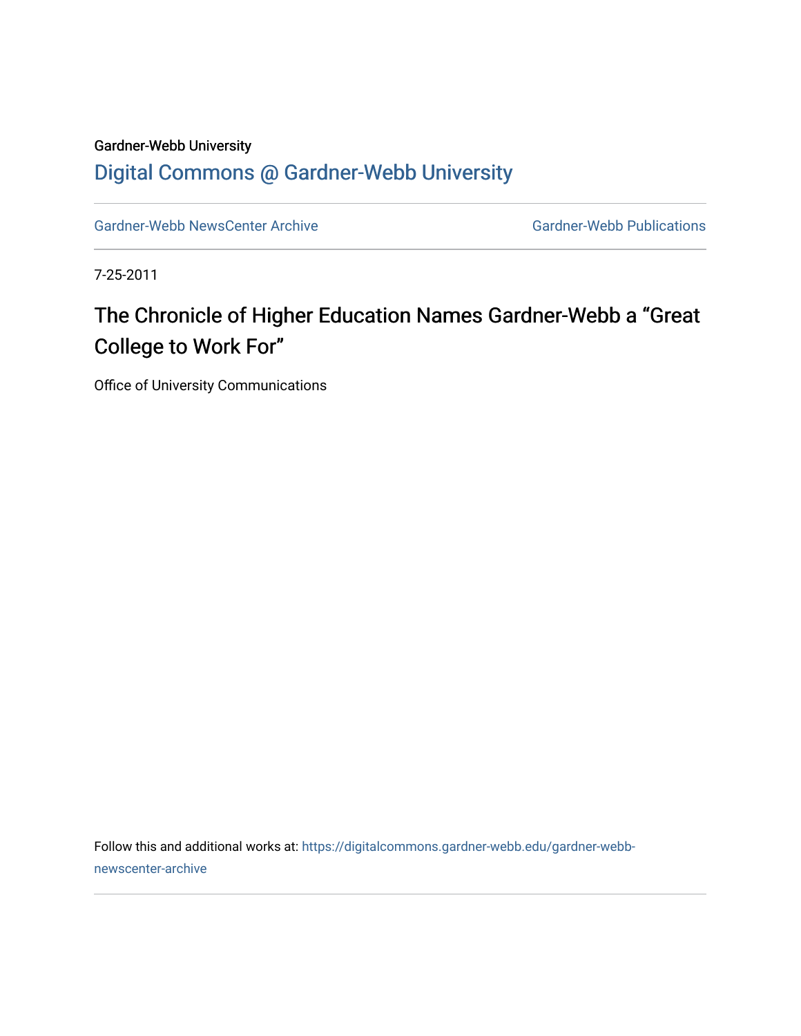Gardner-Webb University

# Digital Commons @ Gardner-Webb University

Gardner-Webb NewsCenter Archive | Gardner-Webb Publications

7-25-2011

## The Chronicle of Higher Education Names Gardner-Webb a “Great College to Work For”

Office of University Communications

Follow this and additional works at: https://digitalcommons.gardner-webb.edu/gardner-webb-newscenter-archive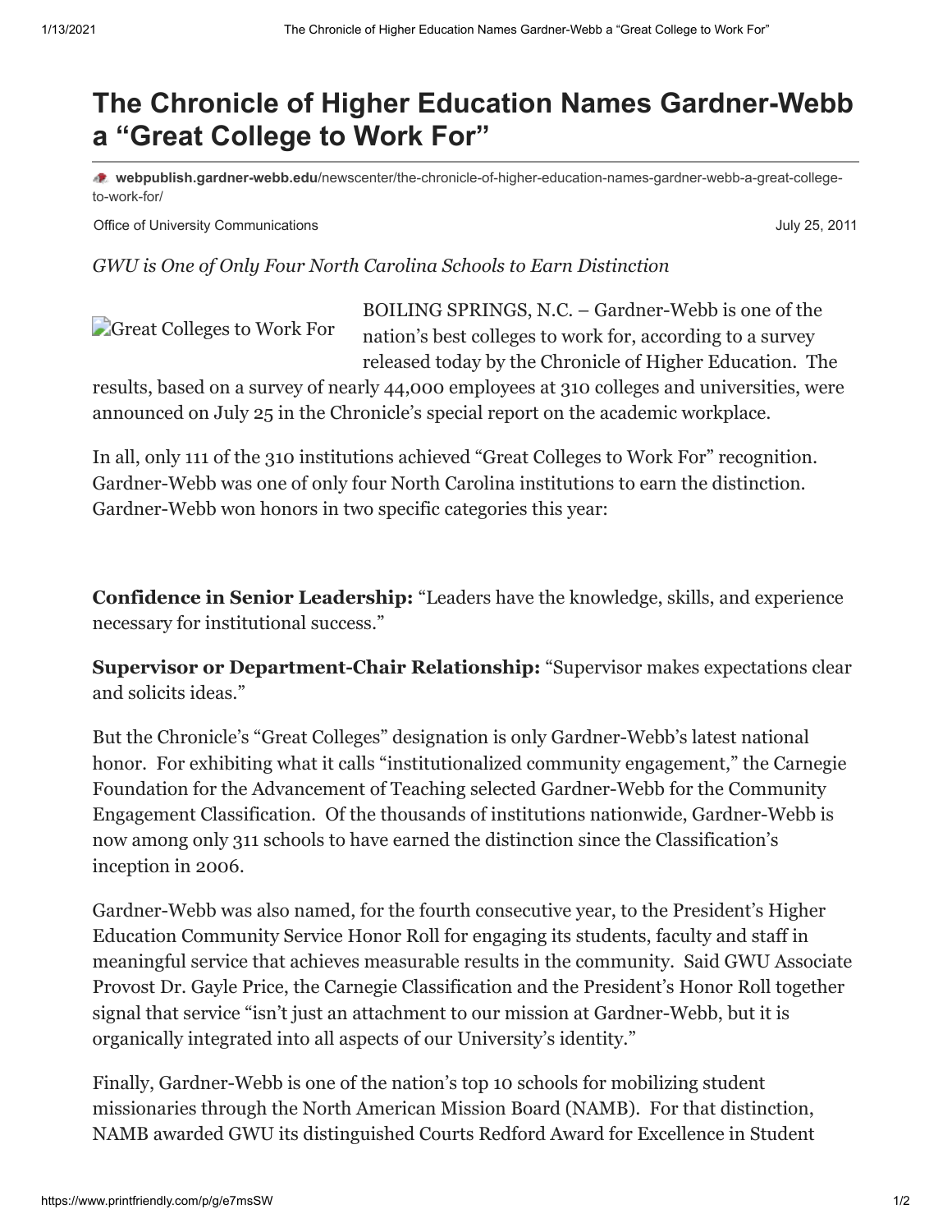# The Chronicle of Higher Education Names Gardner-Webb a "Great College to Work For"

**webpublish.gardner-webb.edu**/newscenter/the-chronicle-of-higher-education-names-gardner-webb-a-great-college-to-work-for/

Office of University Communications

July 25, 2011

*GWU is One of Only Four North Carolina Schools to Earn Distinction*

Great Colleges to Work For

BOILING SPRINGS, N.C. – Gardner-Webb is one of the nation's best colleges to work for, according to a survey released today by the Chronicle of Higher Education. The results, based on a survey of nearly 44,000 employees at 310 colleges and universities, were announced on July 25 in the Chronicle's special report on the academic workplace.

In all, only 111 of the 310 institutions achieved "Great Colleges to Work For" recognition. Gardner-Webb was one of only four North Carolina institutions to earn the distinction. Gardner-Webb won honors in two specific categories this year:

**Confidence in Senior Leadership:** "Leaders have the knowledge, skills, and experience necessary for institutional success."

**Supervisor or Department-Chair Relationship:** "Supervisor makes expectations clear and solicits ideas."

But the Chronicle's "Great Colleges" designation is only Gardner-Webb's latest national honor. For exhibiting what it calls "institutionalized community engagement," the Carnegie Foundation for the Advancement of Teaching selected Gardner-Webb for the Community Engagement Classification. Of the thousands of institutions nationwide, Gardner-Webb is now among only 311 schools to have earned the distinction since the Classification's inception in 2006.

Gardner-Webb was also named, for the fourth consecutive year, to the President's Higher Education Community Service Honor Roll for engaging its students, faculty and staff in meaningful service that achieves measurable results in the community. Said GWU Associate Provost Dr. Gayle Price, the Carnegie Classification and the President's Honor Roll together signal that service "isn't just an attachment to our mission at Gardner-Webb, but it is organically integrated into all aspects of our University's identity."

Finally, Gardner-Webb is one of the nation's top 10 schools for mobilizing student missionaries through the North American Mission Board (NAMB). For that distinction, NAMB awarded GWU its distinguished Courts Redford Award for Excellence in Student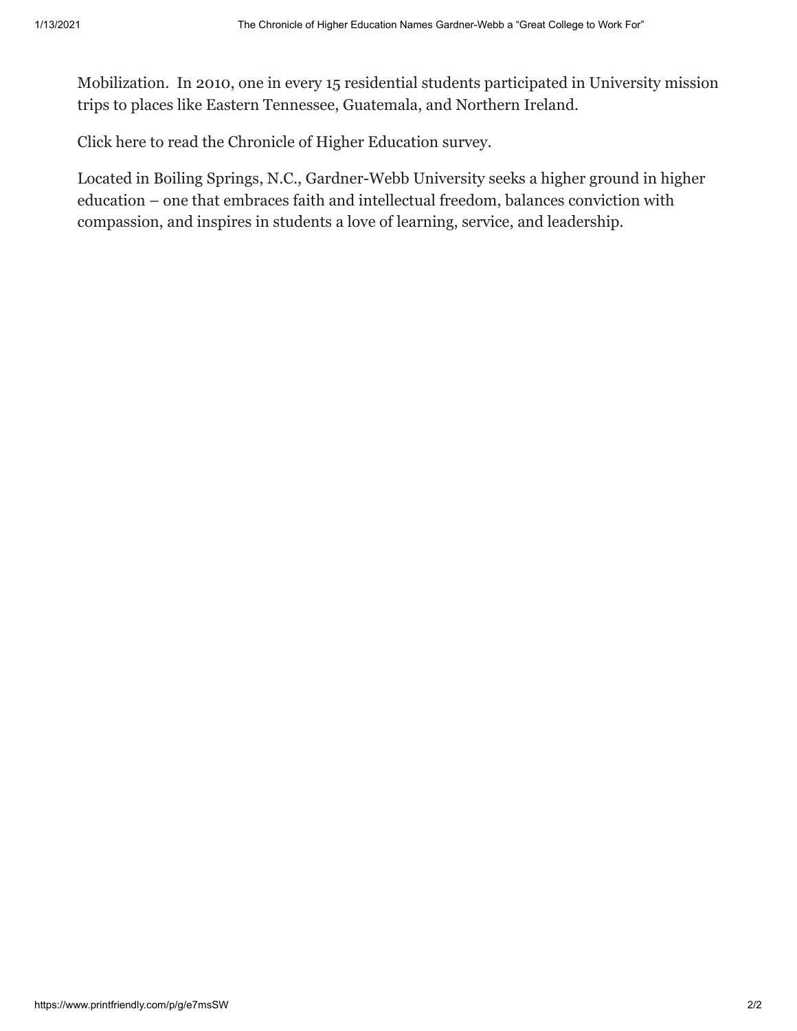Mobilization. In 2010, one in every 15 residential students participated in University mission trips to places like Eastern Tennessee, Guatemala, and Northern Ireland.

Click here to read the Chronicle of Higher Education survey.

Located in Boiling Springs, N.C., Gardner-Webb University seeks a higher ground in higher education – one that embraces faith and intellectual freedom, balances conviction with compassion, and inspires in students a love of learning, service, and leadership.